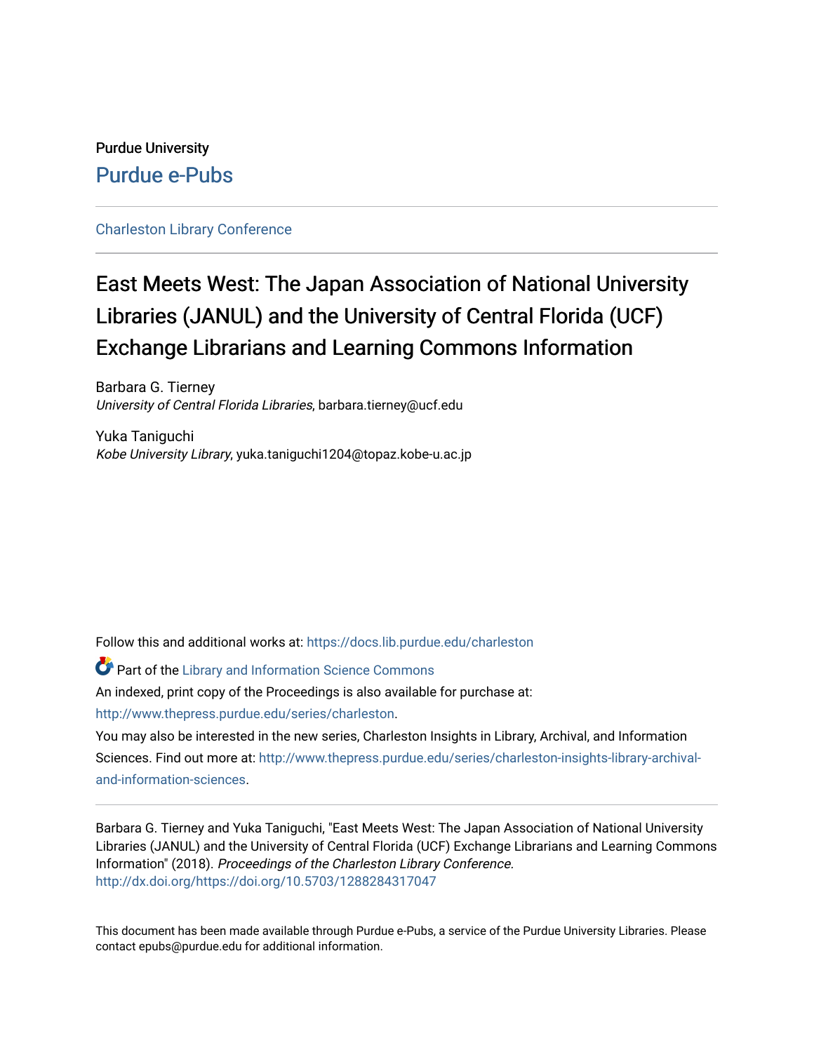Purdue University

Purdue e-Pubs

Charleston Library Conference

# East Meets West: The Japan Association of National University Libraries (JANUL) and the University of Central Florida (UCF) Exchange Librarians and Learning Commons Information

Barbara G. Tierney  
*University of Central Florida Libraries*, barbara.tierney@ucf.edu

Yuka Taniguchi  
*Kobe University Library*, yuka.taniguchi1204@topaz.kobe-u.ac.jp

Follow this and additional works at: https://docs.lib.purdue.edu/charleston

Part of the Library and Information Science Commons

An indexed, print copy of the Proceedings is also available for purchase at: http://www.thepress.purdue.edu/series/charleston.

You may also be interested in the new series, Charleston Insights in Library, Archival, and Information Sciences. Find out more at: http://www.thepress.purdue.edu/series/charleston-insights-library-archival-and-information-sciences.

Barbara G. Tierney and Yuka Taniguchi, "East Meets West: The Japan Association of National University Libraries (JANUL) and the University of Central Florida (UCF) Exchange Librarians and Learning Commons Information" (2018). *Proceedings of the Charleston Library Conference.* http://dx.doi.org/https://doi.org/10.5703/1288284317047

This document has been made available through Purdue e-Pubs, a service of the Purdue University Libraries. Please contact epubs@purdue.edu for additional information.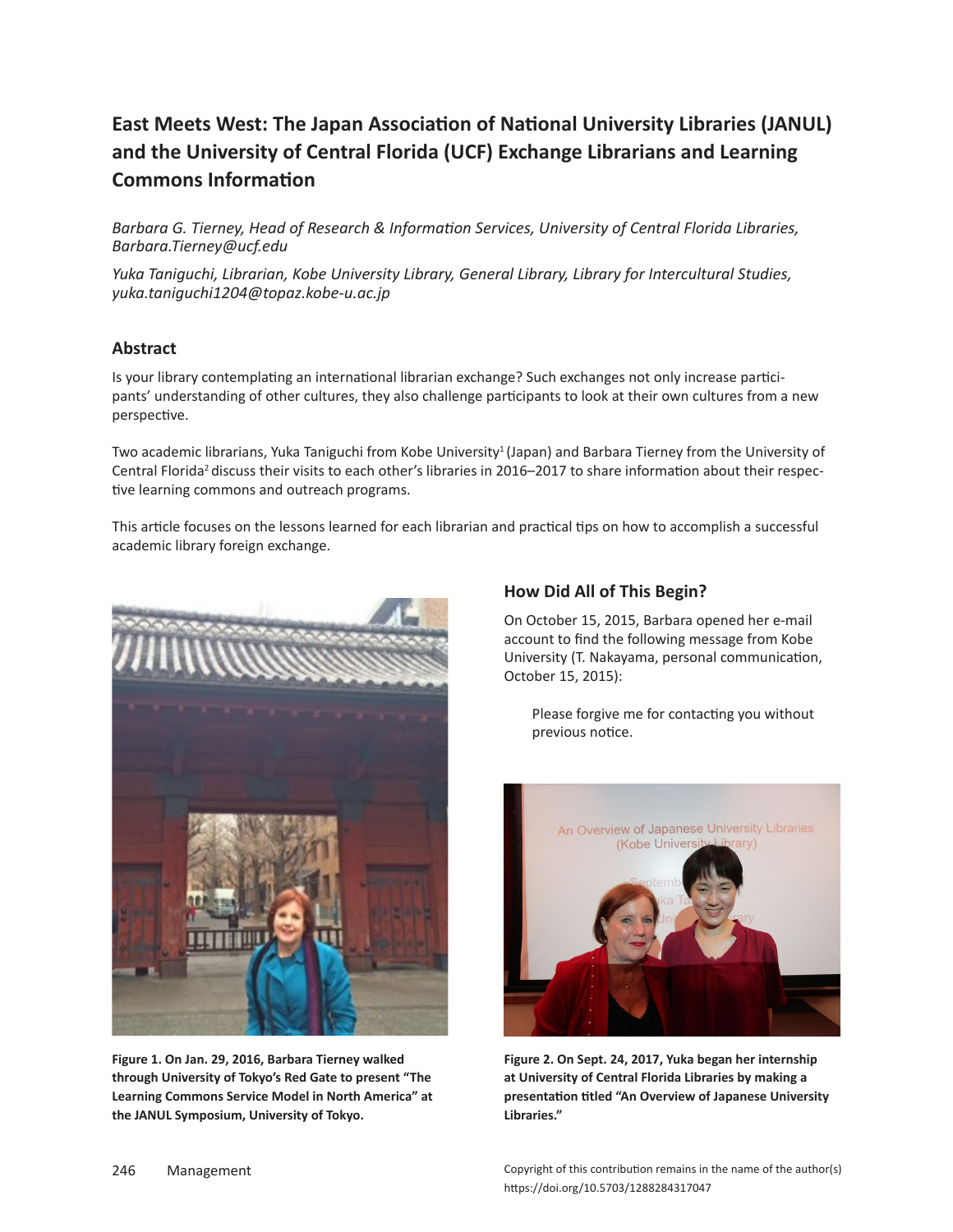# East Meets West: The Japan Association of National University Libraries (JANUL) and the University of Central Florida (UCF) Exchange Librarians and Learning Commons Information

*Barbara G. Tierney, Head of Research & Information Services, University of Central Florida Libraries, Barbara.Tierney@ucf.edu*

*Yuka Taniguchi, Librarian, Kobe University Library, General Library, Library for Intercultural Studies, yuka.taniguchi1204@topaz.kobe-u.ac.jp*

## Abstract

Is your library contemplating an international librarian exchange? Such exchanges not only increase participants' understanding of other cultures, they also challenge participants to look at their own cultures from a new perspective.

Two academic librarians, Yuka Taniguchi from Kobe University[1] (Japan) and Barbara Tierney from the University of Central Florida[2] discuss their visits to each other's libraries in 2016–2017 to share information about their respective learning commons and outreach programs.

This article focuses on the lessons learned for each librarian and practical tips on how to accomplish a successful academic library foreign exchange.

**Figure 1. On Jan. 29, 2016, Barbara Tierney walked through University of Tokyo's Red Gate to present "The Learning Commons Service Model in North America" at the JANUL Symposium, University of Tokyo.**

## How Did All of This Begin?

On October 15, 2015, Barbara opened her e-mail account to find the following message from Kobe University (T. Nakayama, personal communication, October 15, 2015):

> Please forgive me for contacting you without previous notice.

**Figure 2. On Sept. 24, 2017, Yuka began her internship at University of Central Florida Libraries by making a presentation titled "An Overview of Japanese University Libraries."**

Copyright of this contribution remains in the name of the author(s)
https://doi.org/10.5703/1288284317047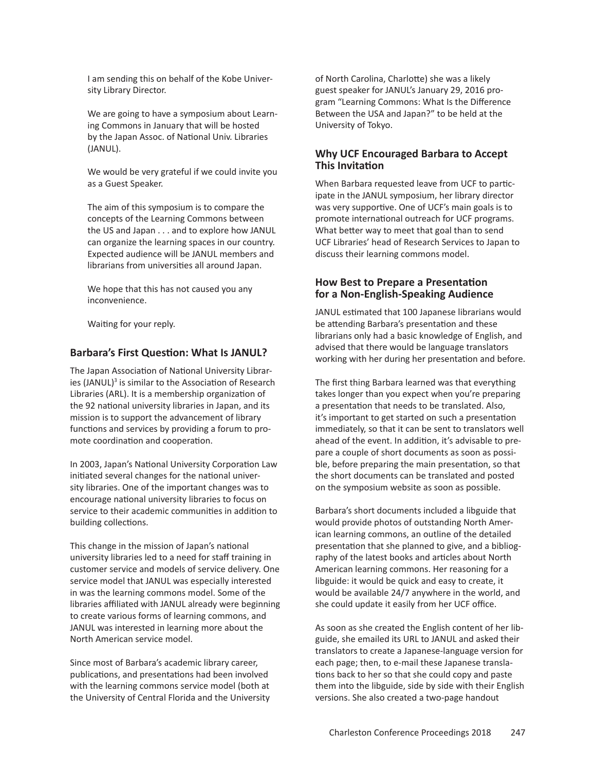I am sending this on behalf of the Kobe University Library Director.

We are going to have a symposium about Learning Commons in January that will be hosted by the Japan Assoc. of National Univ. Libraries (JANUL).

We would be very grateful if we could invite you as a Guest Speaker.

The aim of this symposium is to compare the concepts of the Learning Commons between the US and Japan . . . and to explore how JANUL can organize the learning spaces in our country. Expected audience will be JANUL members and librarians from universities all around Japan.

We hope that this has not caused you any inconvenience.

Waiting for your reply.

## Barbara's First Question: What Is JANUL?

The Japan Association of National University Libraries (JANUL)[3] is similar to the Association of Research Libraries (ARL). It is a membership organization of the 92 national university libraries in Japan, and its mission is to support the advancement of library functions and services by providing a forum to promote coordination and cooperation.

In 2003, Japan's National University Corporation Law initiated several changes for the national university libraries. One of the important changes was to encourage national university libraries to focus on service to their academic communities in addition to building collections.

This change in the mission of Japan's national university libraries led to a need for staff training in customer service and models of service delivery. One service model that JANUL was especially interested in was the learning commons model. Some of the libraries affiliated with JANUL already were beginning to create various forms of learning commons, and JANUL was interested in learning more about the North American service model.

Since most of Barbara's academic library career, publications, and presentations had been involved with the learning commons service model (both at the University of Central Florida and the University of North Carolina, Charlotte) she was a likely guest speaker for JANUL's January 29, 2016 program "Learning Commons: What Is the Difference Between the USA and Japan?" to be held at the University of Tokyo.

## Why UCF Encouraged Barbara to Accept This Invitation

When Barbara requested leave from UCF to participate in the JANUL symposium, her library director was very supportive. One of UCF's main goals is to promote international outreach for UCF programs. What better way to meet that goal than to send UCF Libraries' head of Research Services to Japan to discuss their learning commons model.

## How Best to Prepare a Presentation for a Non-English-Speaking Audience

JANUL estimated that 100 Japanese librarians would be attending Barbara's presentation and these librarians only had a basic knowledge of English, and advised that there would be language translators working with her during her presentation and before.

The first thing Barbara learned was that everything takes longer than you expect when you're preparing a presentation that needs to be translated. Also, it's important to get started on such a presentation immediately, so that it can be sent to translators well ahead of the event. In addition, it's advisable to prepare a couple of short documents as soon as possible, before preparing the main presentation, so that the short documents can be translated and posted on the symposium website as soon as possible.

Barbara's short documents included a libguide that would provide photos of outstanding North American learning commons, an outline of the detailed presentation that she planned to give, and a bibliography of the latest books and articles about North American learning commons. Her reasoning for a libguide: it would be quick and easy to create, it would be available 24/7 anywhere in the world, and she could update it easily from her UCF office.

As soon as she created the English content of her libguide, she emailed its URL to JANUL and asked their translators to create a Japanese-language version for each page; then, to e-mail these Japanese translations back to her so that she could copy and paste them into the libguide, side by side with their English versions. She also created a two-page handout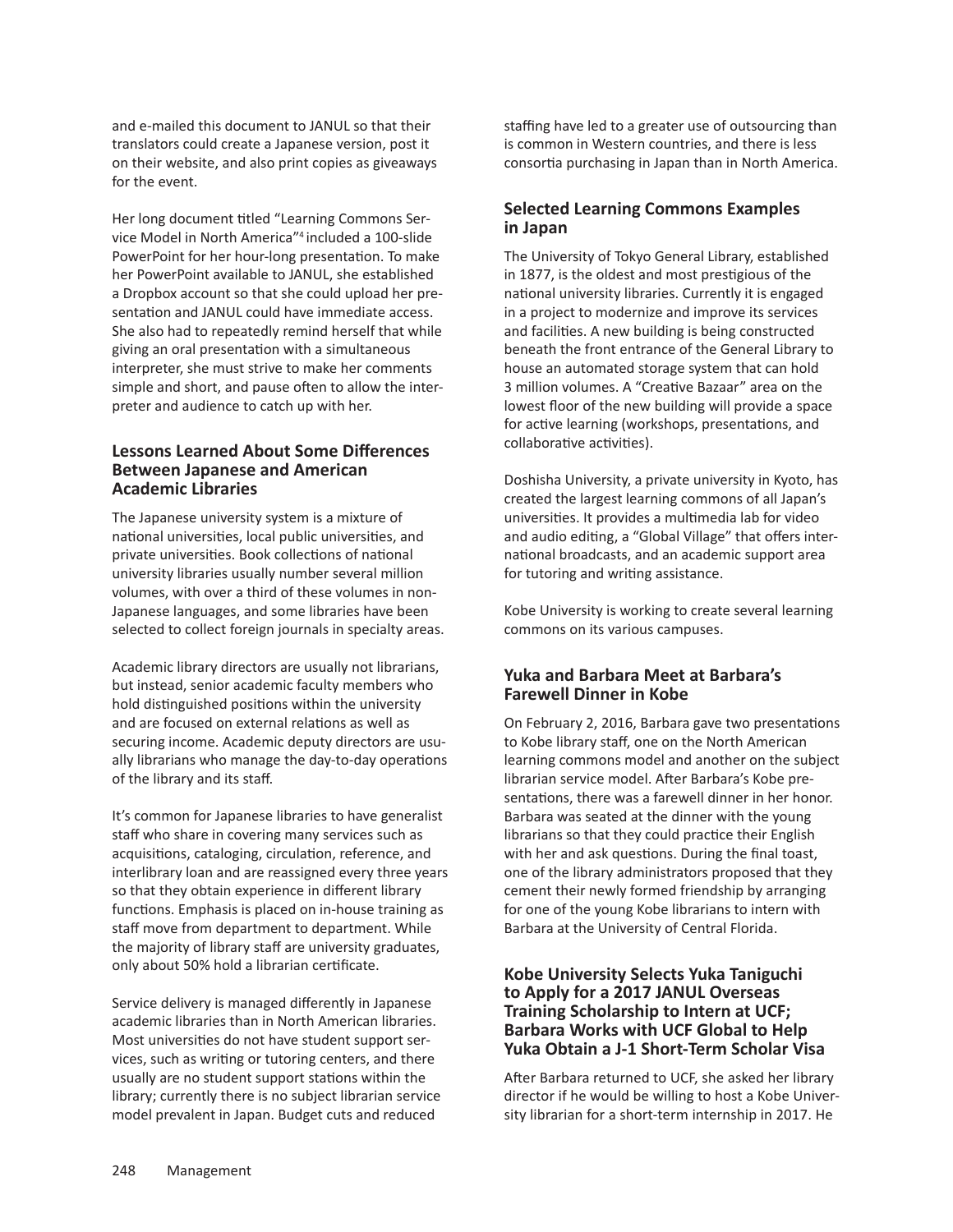and e-mailed this document to JANUL so that their translators could create a Japanese version, post it on their website, and also print copies as giveaways for the event.

Her long document titled "Learning Commons Service Model in North America"[4] included a 100-slide PowerPoint for her hour-long presentation. To make her PowerPoint available to JANUL, she established a Dropbox account so that she could upload her presentation and JANUL could have immediate access. She also had to repeatedly remind herself that while giving an oral presentation with a simultaneous interpreter, she must strive to make her comments simple and short, and pause often to allow the interpreter and audience to catch up with her.

### Lessons Learned About Some Differences Between Japanese and American Academic Libraries

The Japanese university system is a mixture of national universities, local public universities, and private universities. Book collections of national university libraries usually number several million volumes, with over a third of these volumes in non-Japanese languages, and some libraries have been selected to collect foreign journals in specialty areas.

Academic library directors are usually not librarians, but instead, senior academic faculty members who hold distinguished positions within the university and are focused on external relations as well as securing income. Academic deputy directors are usually librarians who manage the day-to-day operations of the library and its staff.

It's common for Japanese libraries to have generalist staff who share in covering many services such as acquisitions, cataloging, circulation, reference, and interlibrary loan and are reassigned every three years so that they obtain experience in different library functions. Emphasis is placed on in-house training as staff move from department to department. While the majority of library staff are university graduates, only about 50% hold a librarian certificate.

Service delivery is managed differently in Japanese academic libraries than in North American libraries. Most universities do not have student support services, such as writing or tutoring centers, and there usually are no student support stations within the library; currently there is no subject librarian service model prevalent in Japan. Budget cuts and reduced staffing have led to a greater use of outsourcing than is common in Western countries, and there is less consortia purchasing in Japan than in North America.

### Selected Learning Commons Examples in Japan

The University of Tokyo General Library, established in 1877, is the oldest and most prestigious of the national university libraries. Currently it is engaged in a project to modernize and improve its services and facilities. A new building is being constructed beneath the front entrance of the General Library to house an automated storage system that can hold 3 million volumes. A "Creative Bazaar" area on the lowest floor of the new building will provide a space for active learning (workshops, presentations, and collaborative activities).

Doshisha University, a private university in Kyoto, has created the largest learning commons of all Japan's universities. It provides a multimedia lab for video and audio editing, a "Global Village" that offers international broadcasts, and an academic support area for tutoring and writing assistance.

Kobe University is working to create several learning commons on its various campuses.

### Yuka and Barbara Meet at Barbara's Farewell Dinner in Kobe

On February 2, 2016, Barbara gave two presentations to Kobe library staff, one on the North American learning commons model and another on the subject librarian service model. After Barbara's Kobe presentations, there was a farewell dinner in her honor. Barbara was seated at the dinner with the young librarians so that they could practice their English with her and ask questions. During the final toast, one of the library administrators proposed that they cement their newly formed friendship by arranging for one of the young Kobe librarians to intern with Barbara at the University of Central Florida.

### Kobe University Selects Yuka Taniguchi to Apply for a 2017 JANUL Overseas Training Scholarship to Intern at UCF; Barbara Works with UCF Global to Help Yuka Obtain a J-1 Short-Term Scholar Visa

After Barbara returned to UCF, she asked her library director if he would be willing to host a Kobe University librarian for a short-term internship in 2017. He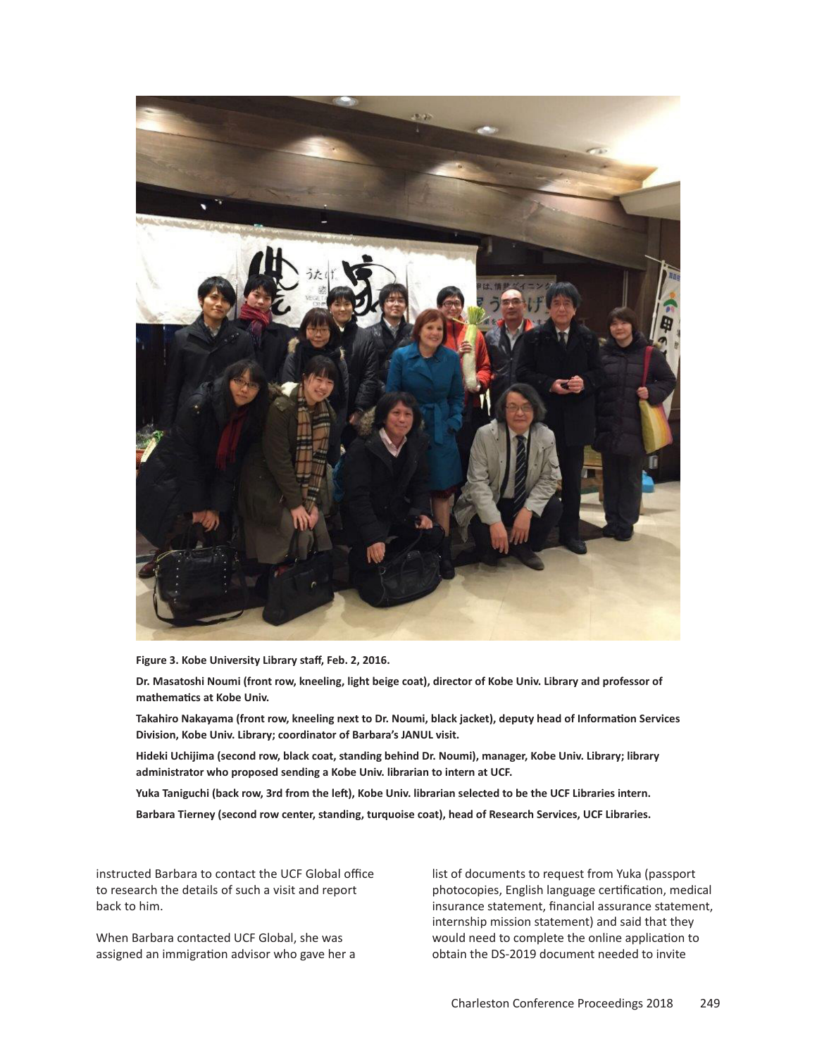**Figure 3. Kobe University Library staff, Feb. 2, 2016.**

**Dr. Masatoshi Noumi (front row, kneeling, light beige coat), director of Kobe Univ. Library and professor of mathematics at Kobe Univ.**

**Takahiro Nakayama (front row, kneeling next to Dr. Noumi, black jacket), deputy head of Information Services Division, Kobe Univ. Library; coordinator of Barbara's JANUL visit.**

**Hideki Uchijima (second row, black coat, standing behind Dr. Noumi), manager, Kobe Univ. Library; library administrator who proposed sending a Kobe Univ. librarian to intern at UCF.**

**Yuka Taniguchi (back row, 3rd from the left), Kobe Univ. librarian selected to be the UCF Libraries intern.**

**Barbara Tierney (second row center, standing, turquoise coat), head of Research Services, UCF Libraries.**

instructed Barbara to contact the UCF Global office to research the details of such a visit and report back to him.

When Barbara contacted UCF Global, she was assigned an immigration advisor who gave her a list of documents to request from Yuka (passport photocopies, English language certification, medical insurance statement, financial assurance statement, internship mission statement) and said that they would need to complete the online application to obtain the DS-2019 document needed to invite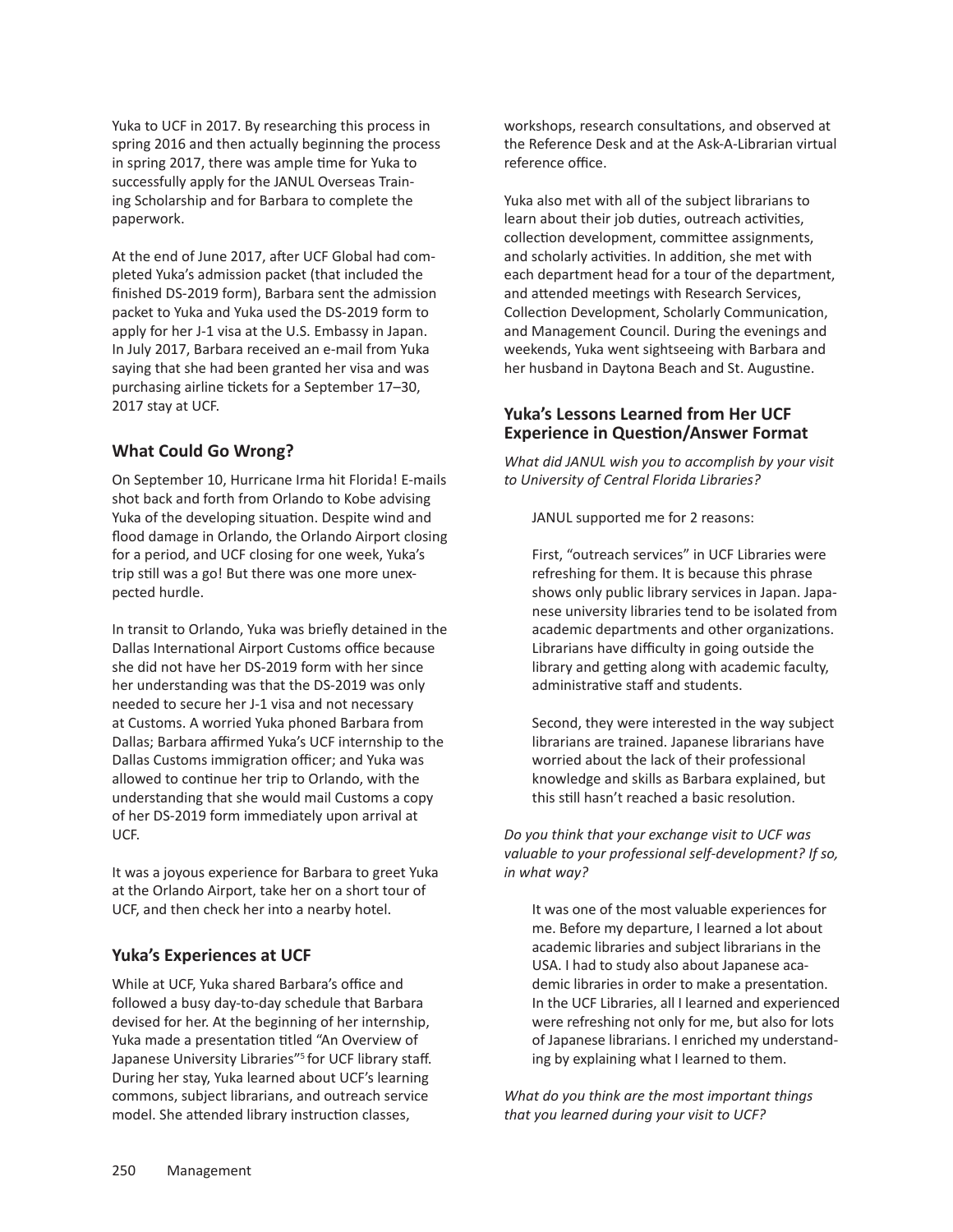Yuka to UCF in 2017. By researching this process in spring 2016 and then actually beginning the process in spring 2017, there was ample time for Yuka to successfully apply for the JANUL Overseas Training Scholarship and for Barbara to complete the paperwork.

At the end of June 2017, after UCF Global had completed Yuka's admission packet (that included the finished DS-2019 form), Barbara sent the admission packet to Yuka and Yuka used the DS-2019 form to apply for her J-1 visa at the U.S. Embassy in Japan. In July 2017, Barbara received an e-mail from Yuka saying that she had been granted her visa and was purchasing airline tickets for a September 17–30, 2017 stay at UCF.

## What Could Go Wrong?

On September 10, Hurricane Irma hit Florida! E-mails shot back and forth from Orlando to Kobe advising Yuka of the developing situation. Despite wind and flood damage in Orlando, the Orlando Airport closing for a period, and UCF closing for one week, Yuka's trip still was a go! But there was one more unexpected hurdle.

In transit to Orlando, Yuka was briefly detained in the Dallas International Airport Customs office because she did not have her DS-2019 form with her since her understanding was that the DS-2019 was only needed to secure her J-1 visa and not necessary at Customs. A worried Yuka phoned Barbara from Dallas; Barbara affirmed Yuka's UCF internship to the Dallas Customs immigration officer; and Yuka was allowed to continue her trip to Orlando, with the understanding that she would mail Customs a copy of her DS-2019 form immediately upon arrival at UCF.

It was a joyous experience for Barbara to greet Yuka at the Orlando Airport, take her on a short tour of UCF, and then check her into a nearby hotel.

## Yuka's Experiences at UCF

While at UCF, Yuka shared Barbara's office and followed a busy day-to-day schedule that Barbara devised for her. At the beginning of her internship, Yuka made a presentation titled "An Overview of Japanese University Libraries"[5] for UCF library staff. During her stay, Yuka learned about UCF's learning commons, subject librarians, and outreach service model. She attended library instruction classes, workshops, research consultations, and observed at the Reference Desk and at the Ask-A-Librarian virtual reference office.

Yuka also met with all of the subject librarians to learn about their job duties, outreach activities, collection development, committee assignments, and scholarly activities. In addition, she met with each department head for a tour of the department, and attended meetings with Research Services, Collection Development, Scholarly Communication, and Management Council. During the evenings and weekends, Yuka went sightseeing with Barbara and her husband in Daytona Beach and St. Augustine.

## Yuka's Lessons Learned from Her UCF Experience in Question/Answer Format

*What did JANUL wish you to accomplish by your visit to University of Central Florida Libraries?*

> JANUL supported me for 2 reasons:
>
> First, "outreach services" in UCF Libraries were refreshing for them. It is because this phrase shows only public library services in Japan. Japanese university libraries tend to be isolated from academic departments and other organizations. Librarians have difficulty in going outside the library and getting along with academic faculty, administrative staff and students.
>
> Second, they were interested in the way subject librarians are trained. Japanese librarians have worried about the lack of their professional knowledge and skills as Barbara explained, but this still hasn't reached a basic resolution.

*Do you think that your exchange visit to UCF was valuable to your professional self-development? If so, in what way?*

> It was one of the most valuable experiences for me. Before my departure, I learned a lot about academic libraries and subject librarians in the USA. I had to study also about Japanese academic libraries in order to make a presentation. In the UCF Libraries, all I learned and experienced were refreshing not only for me, but also for lots of Japanese librarians. I enriched my understanding by explaining what I learned to them.

*What do you think are the most important things that you learned during your visit to UCF?*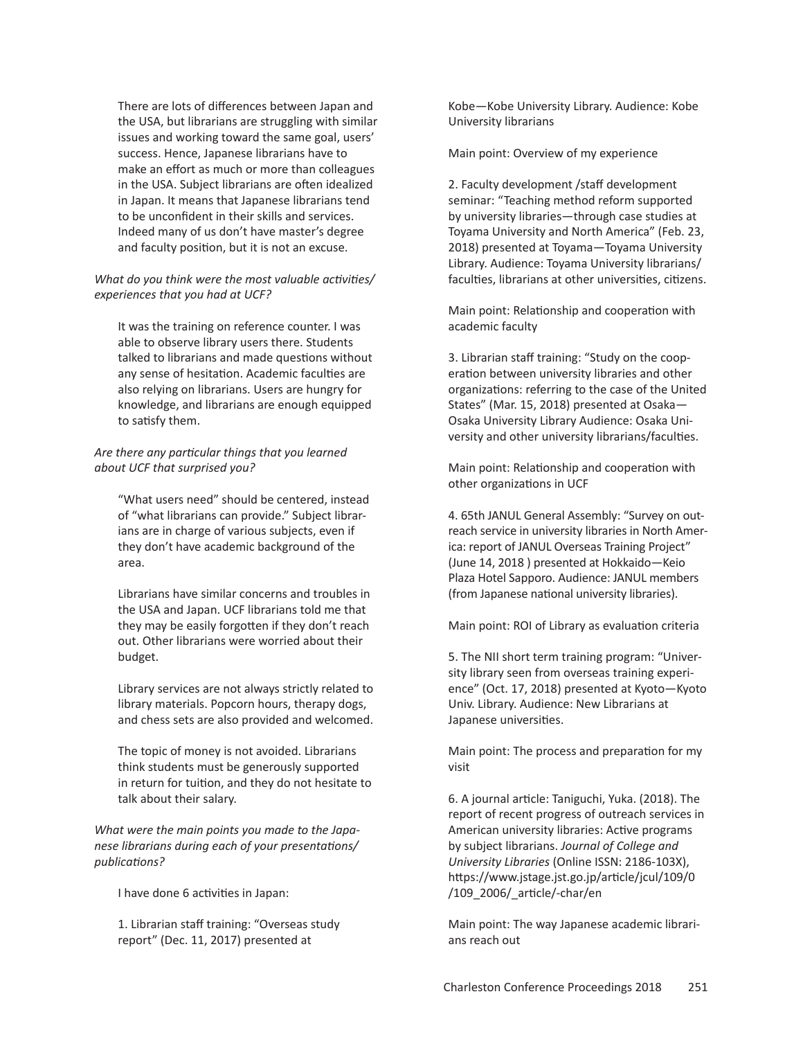There are lots of differences between Japan and the USA, but librarians are struggling with similar issues and working toward the same goal, users' success. Hence, Japanese librarians have to make an effort as much or more than colleagues in the USA. Subject librarians are often idealized in Japan. It means that Japanese librarians tend to be unconfident in their skills and services. Indeed many of us don't have master's degree and faculty position, but it is not an excuse.

*What do you think were the most valuable activities/experiences that you had at UCF?*

It was the training on reference counter. I was able to observe library users there. Students talked to librarians and made questions without any sense of hesitation. Academic faculties are also relying on librarians. Users are hungry for knowledge, and librarians are enough equipped to satisfy them.

*Are there any particular things that you learned about UCF that surprised you?*

"What users need" should be centered, instead of "what librarians can provide." Subject librarians are in charge of various subjects, even if they don't have academic background of the area.

Librarians have similar concerns and troubles in the USA and Japan. UCF librarians told me that they may be easily forgotten if they don't reach out. Other librarians were worried about their budget.

Library services are not always strictly related to library materials. Popcorn hours, therapy dogs, and chess sets are also provided and welcomed.

The topic of money is not avoided. Librarians think students must be generously supported in return for tuition, and they do not hesitate to talk about their salary.

*What were the main points you made to the Japanese librarians during each of your presentations/publications?*

I have done 6 activities in Japan:

1. Librarian staff training: "Overseas study report" (Dec. 11, 2017) presented at Kobe—Kobe University Library. Audience: Kobe University librarians

   Main point: Overview of my experience

2. Faculty development /staff development seminar: "Teaching method reform supported by university libraries—through case studies at Toyama University and North America" (Feb. 23, 2018) presented at Toyama—Toyama University Library. Audience: Toyama University librarians/faculties, librarians at other universities, citizens.

   Main point: Relationship and cooperation with academic faculty

3. Librarian staff training: "Study on the cooperation between university libraries and other organizations: referring to the case of the United States" (Mar. 15, 2018) presented at Osaka—Osaka University Library Audience: Osaka University and other university librarians/faculties.

   Main point: Relationship and cooperation with other organizations in UCF

4. 65th JANUL General Assembly: "Survey on outreach service in university libraries in North America: report of JANUL Overseas Training Project" (June 14, 2018 ) presented at Hokkaido—Keio Plaza Hotel Sapporo. Audience: JANUL members (from Japanese national university libraries).

   Main point: ROI of Library as evaluation criteria

5. The NII short term training program: "University library seen from overseas training experience" (Oct. 17, 2018) presented at Kyoto—Kyoto Univ. Library. Audience: New Librarians at Japanese universities.

   Main point: The process and preparation for my visit

6. A journal article: Taniguchi, Yuka. (2018). The report of recent progress of outreach services in American university libraries: Active programs by subject librarians. *Journal of College and University Libraries* (Online ISSN: 2186-103X), https://www.jstage.jst.go.jp/article/jcul/109/0/109_2006/_article/-char/en

   Main point: The way Japanese academic librarians reach out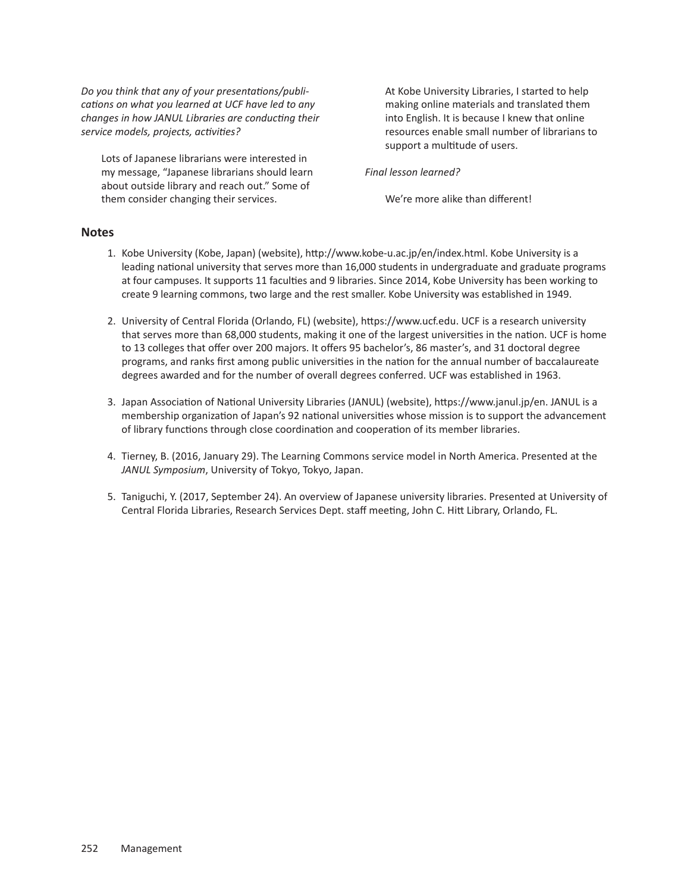*Do you think that any of your presentations/publications on what you learned at UCF have led to any changes in how JANUL Libraries are conducting their service models, projects, activities?*

Lots of Japanese librarians were interested in my message, "Japanese librarians should learn about outside library and reach out." Some of them consider changing their services.

At Kobe University Libraries, I started to help making online materials and translated them into English. It is because I knew that online resources enable small number of librarians to support a multitude of users.

*Final lesson learned?*

We're more alike than different!

## Notes

1. Kobe University (Kobe, Japan) (website), http://www.kobe-u.ac.jp/en/index.html. Kobe University is a leading national university that serves more than 16,000 students in undergraduate and graduate programs at four campuses. It supports 11 faculties and 9 libraries. Since 2014, Kobe University has been working to create 9 learning commons, two large and the rest smaller. Kobe University was established in 1949.

2. University of Central Florida (Orlando, FL) (website), https://www.ucf.edu. UCF is a research university that serves more than 68,000 students, making it one of the largest universities in the nation. UCF is home to 13 colleges that offer over 200 majors. It offers 95 bachelor's, 86 master's, and 31 doctoral degree programs, and ranks first among public universities in the nation for the annual number of baccalaureate degrees awarded and for the number of overall degrees conferred. UCF was established in 1963.

3. Japan Association of National University Libraries (JANUL) (website), https://www.janul.jp/en. JANUL is a membership organization of Japan's 92 national universities whose mission is to support the advancement of library functions through close coordination and cooperation of its member libraries.

4. Tierney, B. (2016, January 29). The Learning Commons service model in North America. Presented at the *JANUL Symposium*, University of Tokyo, Tokyo, Japan.

5. Taniguchi, Y. (2017, September 24). An overview of Japanese university libraries. Presented at University of Central Florida Libraries, Research Services Dept. staff meeting, John C. Hitt Library, Orlando, FL.